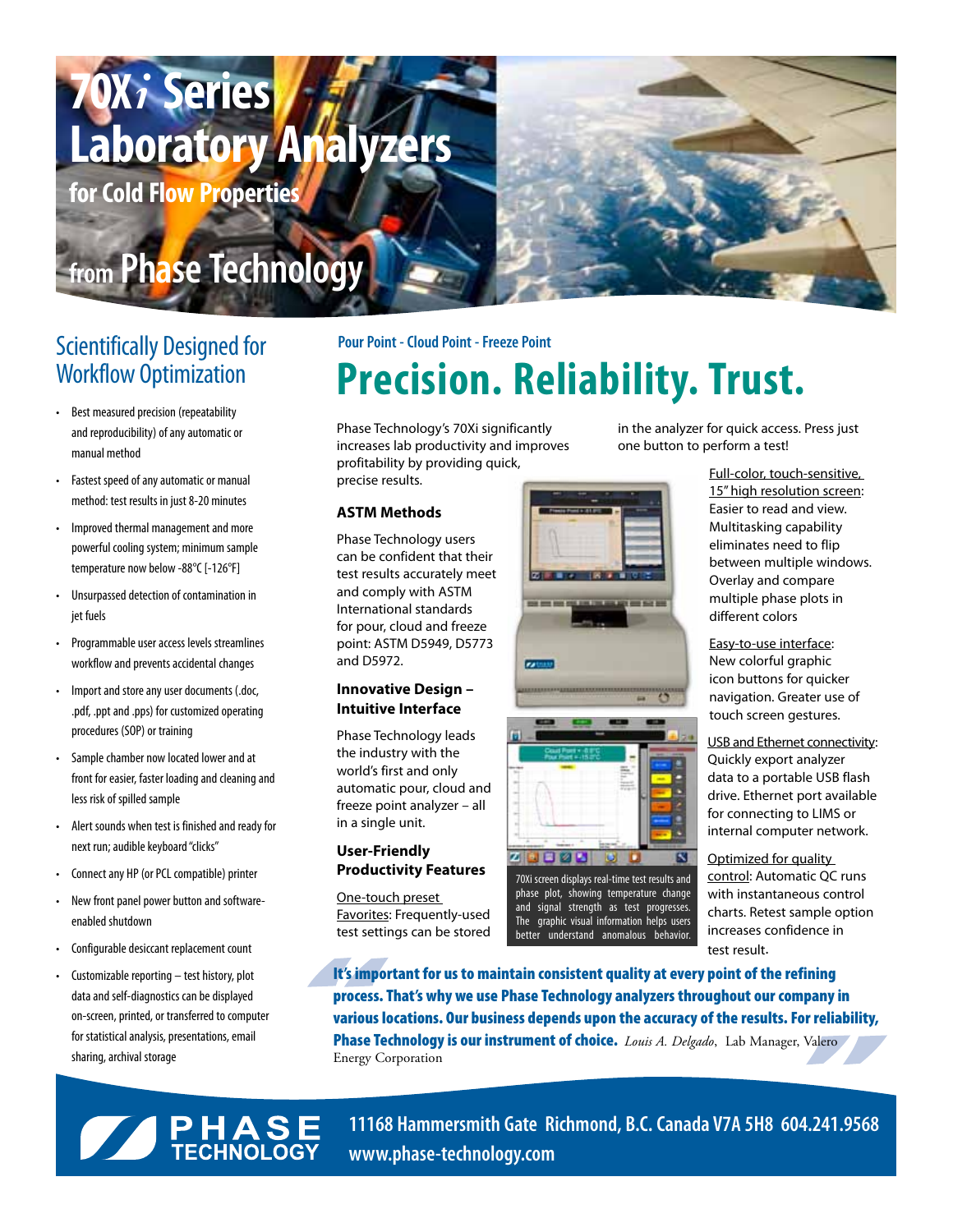# 70X*i* Series Laboratory Analyzers

## for Cold Flow Properties

## from Phase Technology

## Scientifically Designed for Workflow Optimization

- Best measured precision (repeatability and reproducibility) of any automatic or manual method
- Fastest speed of any automatic or manual method: test results in just 8-20 minutes
- Improved thermal management and more powerful cooling system; minimum sample temperature now below -88°C [-126°F]
- Unsurpassed detection of contamination in jet fuels
- Programmable user access levels streamlines workflow and prevents accidental changes
- Import and store any user documents (.doc, .pdf, .ppt and .pps) for customized operating procedures (SOP) or training
- Sample chamber now located lower and at front for easier, faster loading and cleaning and less risk of spilled sample
- Alert sounds when test is finished and ready for next run; audible keyboard "clicks"
- Connect any HP (or PCL compatible) printer
- New front panel power button and software-enabled shutdown
- Configurable desiccant replacement count
- Customizable reporting – test history, plot data and self-diagnostics can be displayed on-screen, printed, or transferred to computer for statistical analysis, presentations, email sharing, archival storage

**Pour Point - Cloud Point - Freeze Point**

# Precision. Reliability. Trust.

Phase Technology's 70Xi significantly increases lab productivity and improves profitability by providing quick, precise results.

### ASTM Methods

Phase Technology users can be confident that their test results accurately meet and comply with ASTM International standards for pour, cloud and freeze point: ASTM D5949, D5773 and D5972.

### Innovative Design – Intuitive Interface

Phase Technology leads the industry with the world's first and only automatic pour, cloud and freeze point analyzer – all in a single unit.

### User-Friendly Productivity Features

One-touch preset Favorites: Frequently-used test settings can be stored in the analyzer for quick access. Press just one button to perform a test!

70Xi screen displays real-time test results and phase plot, showing temperature change and signal strength as test progresses. The graphic visual information helps users better understand anomalous behavior.

Full-color, touch-sensitive, 15" high resolution screen: Easier to read and view. Multitasking capability eliminates need to flip between multiple windows. Overlay and compare multiple phase plots in different colors

Easy-to-use interface: New colorful graphic icon buttons for quicker navigation. Greater use of touch screen gestures.

USB and Ethernet connectivity: Quickly export analyzer data to a portable USB flash drive. Ethernet port available for connecting to LIMS or internal computer network.

Optimized for quality control: Automatic QC runs with instantaneous control charts. Retest sample option increases confidence in test result.

> **It's important for us to maintain consistent quality at every point of the refining process. That's why we use Phase Technology analyzers throughout our company in various locations. Our business depends upon the accuracy of the results. For reliability, Phase Technology is our instrument of choice.** *Louis A. Delgado*, Lab Manager, Valero Energy Corporation

PHASE TECHNOLOGY

11168 Hammersmith Gate Richmond, B.C. Canada V7A 5H8 604.241.9568
www.phase-technology.com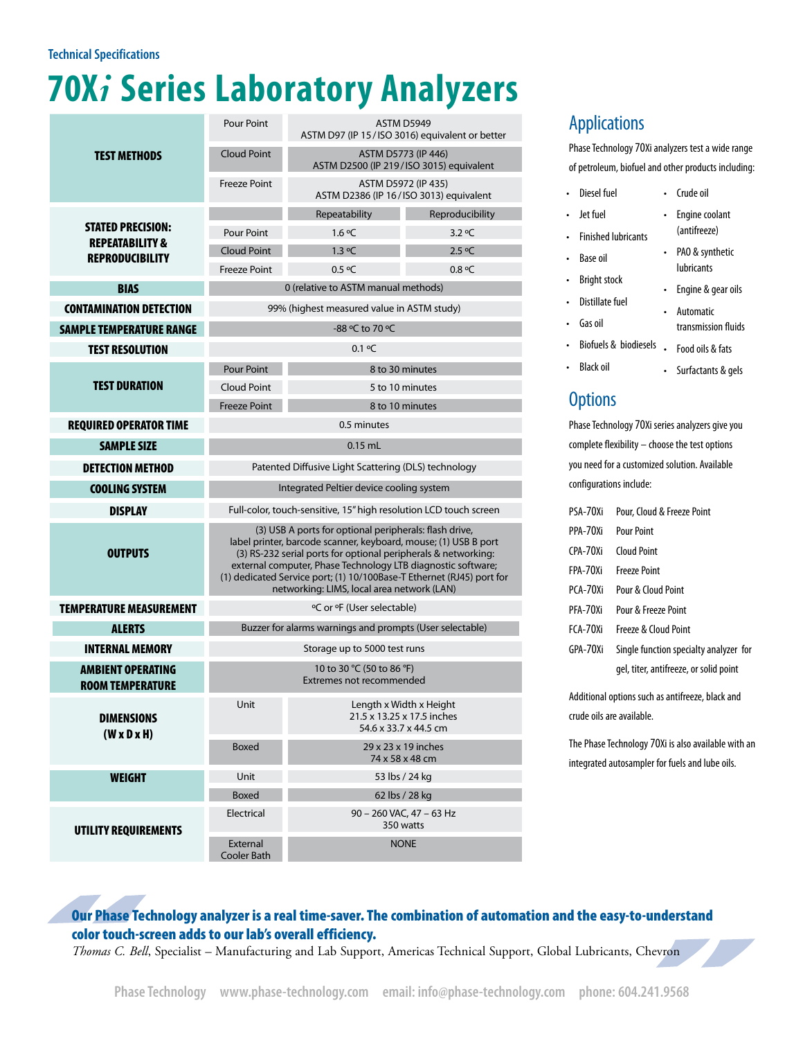Technical Specifications

# 70X*i* Series Laboratory Analyzers

| | | | |
|---|---|---|---|
| **TEST METHODS** | Pour Point | ASTM D5949<br>ASTM D97 (IP 15 / ISO 3016) equivalent or better | |
| | Cloud Point | ASTM D5773 (IP 446)<br>ASTM D2500 (IP 219 / ISO 3015) equivalent | |
| | Freeze Point | ASTM D5972 (IP 435)<br>ASTM D2386 (IP 16 / ISO 3013) equivalent | |
| **STATED PRECISION: REPEATABILITY & REPRODUCIBILITY** | | Repeatability | Reproducibility |
| | Pour Point | 1.6 ºC | 3.2 ºC |
| | Cloud Point | 1.3 ºC | 2.5 ºC |
| | Freeze Point | 0.5 ºC | 0.8 ºC |
| **BIAS** | 0 (relative to ASTM manual methods) | | |
| **CONTAMINATION DETECTION** | 99% (highest measured value in ASTM study) | | |
| **SAMPLE TEMPERATURE RANGE** | -88 ºC to 70 ºC | | |
| **TEST RESOLUTION** | 0.1 ºC | | |
| **TEST DURATION** | Pour Point | 8 to 30 minutes | |
| | Cloud Point | 5 to 10 minutes | |
| | Freeze Point | 8 to 10 minutes | |
| **REQUIRED OPERATOR TIME** | 0.5 minutes | | |
| **SAMPLE SIZE** | 0.15 mL | | |
| **DETECTION METHOD** | Patented Diffusive Light Scattering (DLS) technology | | |
| **COOLING SYSTEM** | Integrated Peltier device cooling system | | |
| **DISPLAY** | Full-color, touch-sensitive, 15" high resolution LCD touch screen | | |
| **OUTPUTS** | (3) USB A ports for optional peripherals: flash drive, label printer, barcode scanner, keyboard, mouse; (1) USB B port (3) RS-232 serial ports for optional peripherals & networking: external computer, Phase Technology LTB diagnostic software; (1) dedicated Service port; (1) 10/100Base-T Ethernet (RJ45) port for networking: LIMS, local area network (LAN) | | |
| **TEMPERATURE MEASUREMENT** | ºC or ºF (User selectable) | | |
| **ALERTS** | Buzzer for alarms warnings and prompts (User selectable) | | |
| **INTERNAL MEMORY** | Storage up to 5000 test runs | | |
| **AMBIENT OPERATING ROOM TEMPERATURE** | 10 to 30 °C (50 to 86 °F)<br>Extremes not recommended | | |
| **DIMENSIONS (W x D x H)** | Unit | Length x Width x Height<br>21.5 x 13.25 x 17.5 inches<br>54.6 x 33.7 x 44.5 cm | |
| | Boxed | 29 x 23 x 19 inches<br>74 x 58 x 48 cm | |
| **WEIGHT** | Unit | 53 lbs / 24 kg | |
| | Boxed | 62 lbs / 28 kg | |
| **UTILITY REQUIREMENTS** | Electrical | 90 – 260 VAC, 47 – 63 Hz<br>350 watts | |
| | External Cooler Bath | NONE | |

## Applications

Phase Technology 70Xi analyzers test a wide range of petroleum, biofuel and other products including:

- Diesel fuel
- Jet fuel
- Finished lubricants
- Base oil
- Bright stock
- Distillate fuel
- Gas oil
- Biofuels & biodiesels
- Black oil
- Crude oil
- Engine coolant (antifreeze)
- PAO & synthetic lubricants
- Engine & gear oils
- Automatic transmission fluids
- Food oils & fats
- Surfactants & gels

## Options

Phase Technology 70Xi series analyzers give you complete flexibility – choose the test options you need for a customized solution. Available configurations include:

| | |
|---|---|
| PSA-70Xi | Pour, Cloud & Freeze Point |
| PPA-70Xi | Pour Point |
| CPA-70Xi | Cloud Point |
| FPA-70Xi | Freeze Point |
| PCA-70Xi | Pour & Cloud Point |
| PFA-70Xi | Pour & Freeze Point |
| FCA-70Xi | Freeze & Cloud Point |
| GPA-70Xi | Single function specialty analyzer for gel, titer, antifreeze, or solid point |

Additional options such as antifreeze, black and crude oils are available.

The Phase Technology 70Xi is also available with an integrated autosampler for fuels and lube oils.

**Our Phase Technology analyzer is a real time-saver. The combination of automation and the easy-to-understand color touch-screen adds to our lab's overall efficiency.**

*Thomas C. Bell*, Specialist – Manufacturing and Lab Support, Americas Technical Support, Global Lubricants, Chevron

Phase Technology www.phase-technology.com email: info@phase-technology.com phone: 604.241.9568